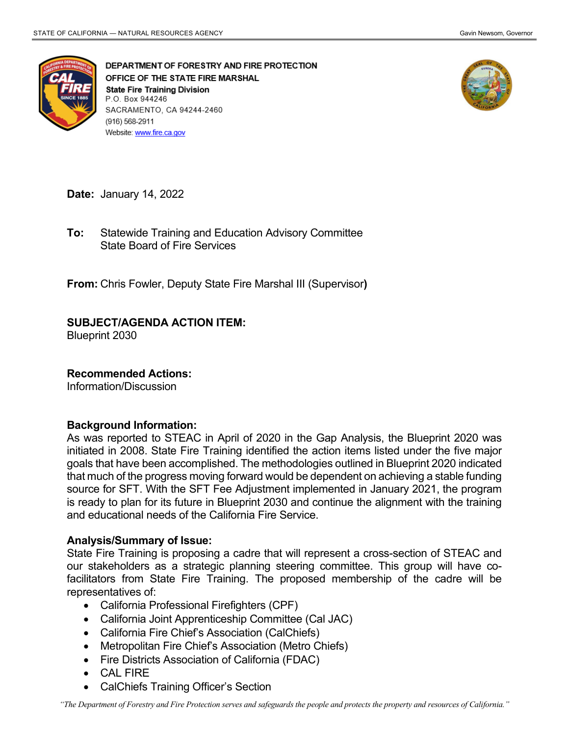STATE OF CALIFORNIA — NATURAL RESOURCES AGENCY — Gavin Newsom, Governor

**DEPARTMENT OF FORESTRY AND FIRE PROTECTION**
**OFFICE OF THE STATE FIRE MARSHAL**
**State Fire Training Division**
P.O. Box 944246
SACRAMENTO, CA 94244-2460
(916) 568-2911
Website: www.fire.ca.gov

**Date:** January 14, 2022

**To:** Statewide Training and Education Advisory Committee
State Board of Fire Services

**From:** Chris Fowler, Deputy State Fire Marshal III (Supervisor)

**SUBJECT/AGENDA ACTION ITEM:**
Blueprint 2030

**Recommended Actions:**
Information/Discussion

**Background Information:**
As was reported to STEAC in April of 2020 in the Gap Analysis, the Blueprint 2020 was initiated in 2008. State Fire Training identified the action items listed under the five major goals that have been accomplished. The methodologies outlined in Blueprint 2020 indicated that much of the progress moving forward would be dependent on achieving a stable funding source for SFT. With the SFT Fee Adjustment implemented in January 2021, the program is ready to plan for its future in Blueprint 2030 and continue the alignment with the training and educational needs of the California Fire Service.

**Analysis/Summary of Issue:**
State Fire Training is proposing a cadre that will represent a cross-section of STEAC and our stakeholders as a strategic planning steering committee. This group will have co-facilitators from State Fire Training. The proposed membership of the cadre will be representatives of:

- California Professional Firefighters (CPF)
- California Joint Apprenticeship Committee (Cal JAC)
- California Fire Chief's Association (CalChiefs)
- Metropolitan Fire Chief's Association (Metro Chiefs)
- Fire Districts Association of California (FDAC)
- CAL FIRE
- CalChiefs Training Officer's Section

*"The Department of Forestry and Fire Protection serves and safeguards the people and protects the property and resources of California."*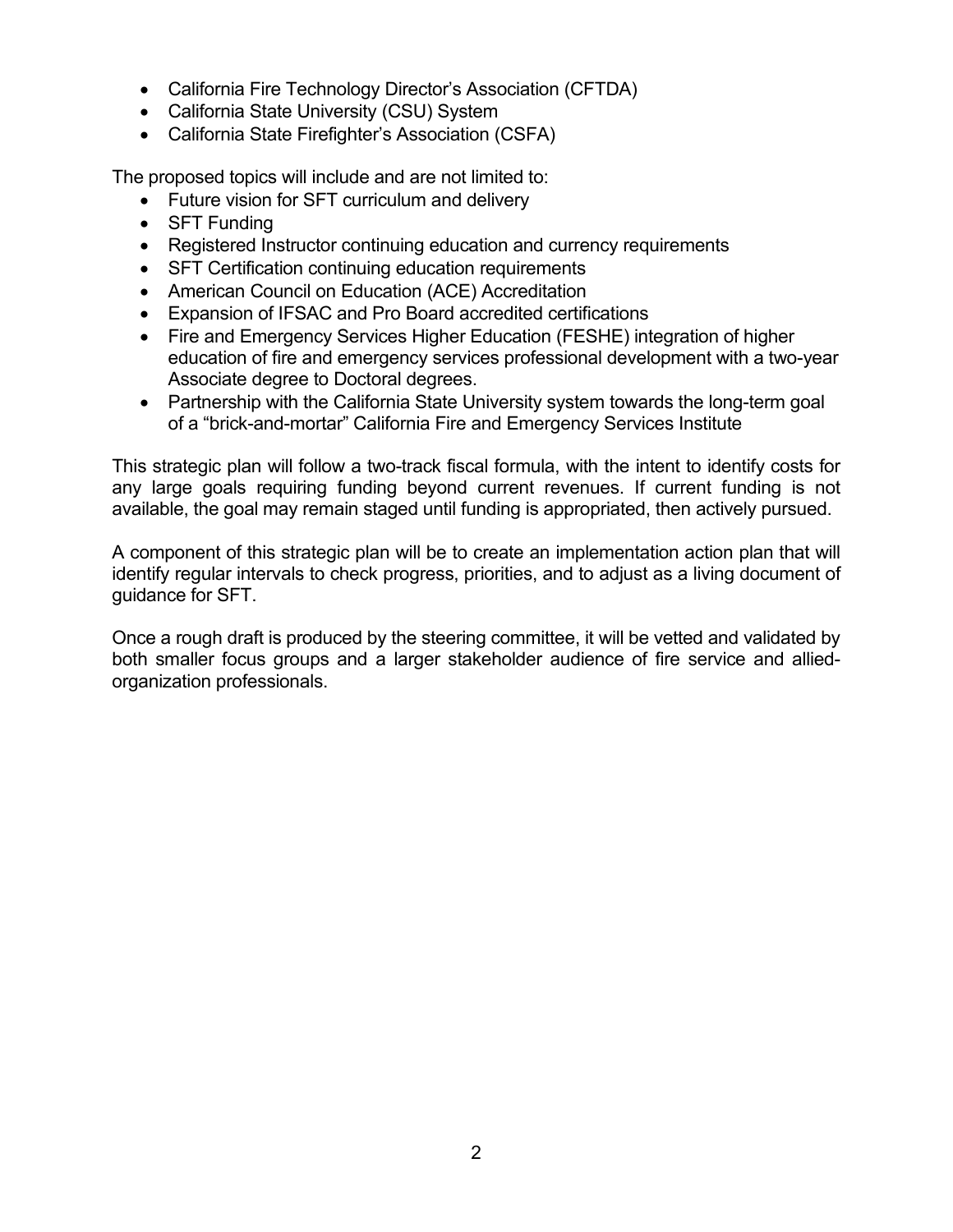- California Fire Technology Director's Association (CFTDA)
- California State University (CSU) System
- California State Firefighter's Association (CSFA)

The proposed topics will include and are not limited to:

- Future vision for SFT curriculum and delivery
- SFT Funding
- Registered Instructor continuing education and currency requirements
- SFT Certification continuing education requirements
- American Council on Education (ACE) Accreditation
- Expansion of IFSAC and Pro Board accredited certifications
- Fire and Emergency Services Higher Education (FESHE) integration of higher education of fire and emergency services professional development with a two-year Associate degree to Doctoral degrees.
- Partnership with the California State University system towards the long-term goal of a "brick-and-mortar" California Fire and Emergency Services Institute

This strategic plan will follow a two-track fiscal formula, with the intent to identify costs for any large goals requiring funding beyond current revenues. If current funding is not available, the goal may remain staged until funding is appropriated, then actively pursued.

A component of this strategic plan will be to create an implementation action plan that will identify regular intervals to check progress, priorities, and to adjust as a living document of guidance for SFT.

Once a rough draft is produced by the steering committee, it will be vetted and validated by both smaller focus groups and a larger stakeholder audience of fire service and allied-organization professionals.